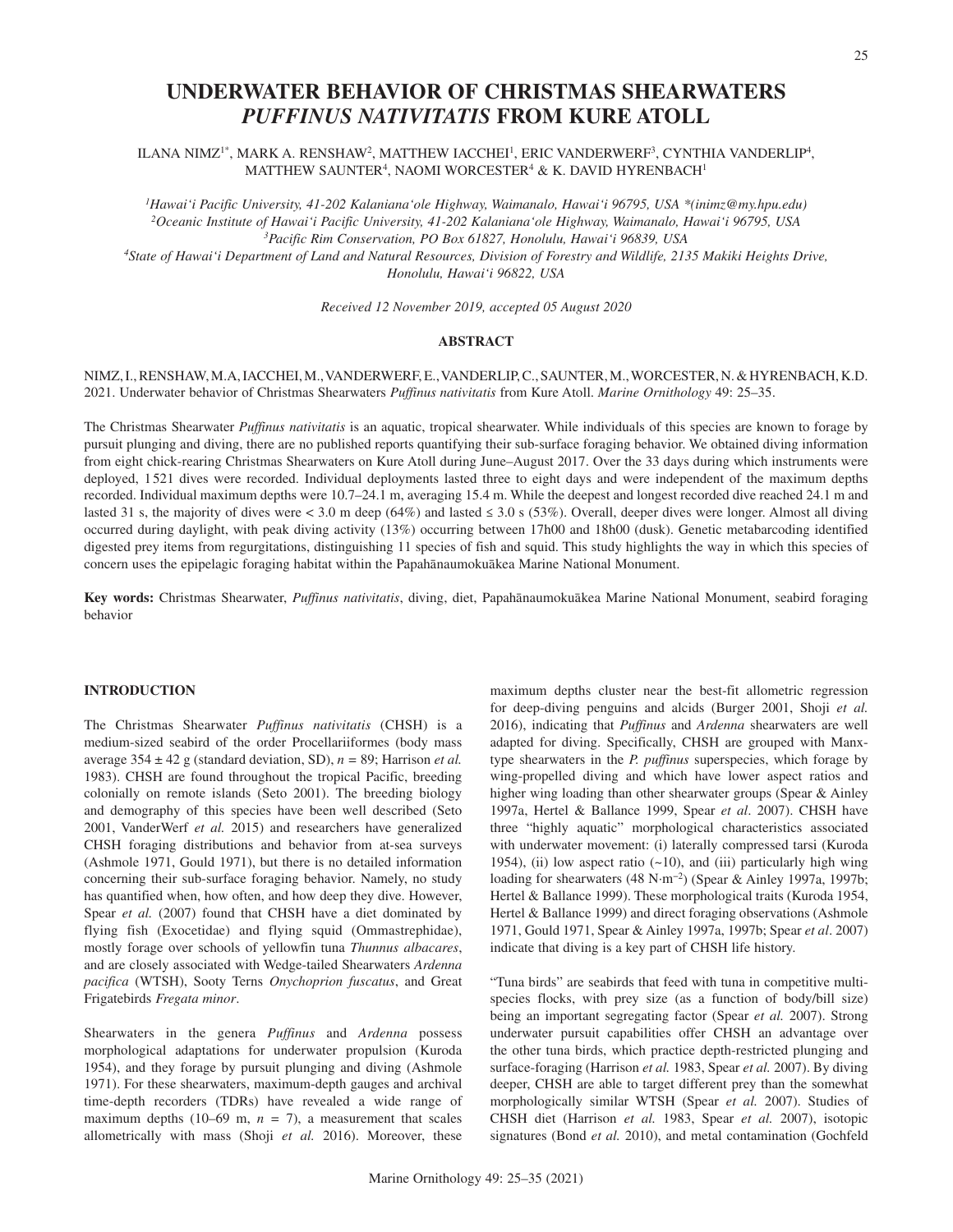# UNDERWATER BEHAVIOR OF CHRISTMAS SHEARWATERS *PUFFINUS NATIVITATIS* FROM KURE ATOLL

ILANA NIMZ[1*], MARK A. RENSHAW[2], MATTHEW IACCHEI[1], ERIC VANDERWERF[3], CYNTHIA VANDERLIP[4], MATTHEW SAUNTER[4], NAOMI WORCESTER[4] & K. DAVID HYRENBACH[1]

*[1]Hawai'i Pacific University, 41-202 Kalaniana'ole Highway, Waimanalo, Hawai'i 96795, USA \*(inimz@my.hpu.edu)*
*[2]Oceanic Institute of Hawai'i Pacific University, 41-202 Kalaniana'ole Highway, Waimanalo, Hawai'i 96795, USA*
*[3]Pacific Rim Conservation, PO Box 61827, Honolulu, Hawai'i 96839, USA*
*[4]State of Hawai'i Department of Land and Natural Resources, Division of Forestry and Wildlife, 2135 Makiki Heights Drive, Honolulu, Hawai'i 96822, USA*

*Received 12 November 2019, accepted 05 August 2020*

## ABSTRACT

NIMZ, I., RENSHAW, M.A, IACCHEI, M., VANDERWERF, E., VANDERLIP, C., SAUNTER, M., WORCESTER, N. & HYRENBACH, K.D. 2021. Underwater behavior of Christmas Shearwaters *Puffinus nativitatis* from Kure Atoll. *Marine Ornithology* 49: 25–35.

The Christmas Shearwater *Puffinus nativitatis* is an aquatic, tropical shearwater. While individuals of this species are known to forage by pursuit plunging and diving, there are no published reports quantifying their sub-surface foraging behavior. We obtained diving information from eight chick-rearing Christmas Shearwaters on Kure Atoll during June–August 2017. Over the 33 days during which instruments were deployed, 1521 dives were recorded. Individual deployments lasted three to eight days and were independent of the maximum depths recorded. Individual maximum depths were 10.7–24.1 m, averaging 15.4 m. While the deepest and longest recorded dive reached 24.1 m and lasted 31 s, the majority of dives were < 3.0 m deep (64%) and lasted ≤ 3.0 s (53%). Overall, deeper dives were longer. Almost all diving occurred during daylight, with peak diving activity (13%) occurring between 17h00 and 18h00 (dusk). Genetic metabarcoding identified digested prey items from regurgitations, distinguishing 11 species of fish and squid. This study highlights the way in which this species of concern uses the epipelagic foraging habitat within the Papahānaumokuākea Marine National Monument.

**Key words:** Christmas Shearwater, *Puffinus nativitatis*, diving, diet, Papahānaumokuākea Marine National Monument, seabird foraging behavior

## INTRODUCTION

The Christmas Shearwater *Puffinus nativitatis* (CHSH) is a medium-sized seabird of the order Procellariiformes (body mass average 354 ± 42 g (standard deviation, SD), *n* = 89; Harrison *et al.* 1983). CHSH are found throughout the tropical Pacific, breeding colonially on remote islands (Seto 2001). The breeding biology and demography of this species have been well described (Seto 2001, VanderWerf *et al.* 2015) and researchers have generalized CHSH foraging distributions and behavior from at-sea surveys (Ashmole 1971, Gould 1971), but there is no detailed information concerning their sub-surface foraging behavior. Namely, no study has quantified when, how often, and how deep they dive. However, Spear *et al.* (2007) found that CHSH have a diet dominated by flying fish (Exocetidae) and flying squid (Ommastrephidae), mostly forage over schools of yellowfin tuna *Thunnus albacares*, and are closely associated with Wedge-tailed Shearwaters *Ardenna pacifica* (WTSH), Sooty Terns *Onychoprion fuscatus*, and Great Frigatebirds *Fregata minor*.

Shearwaters in the genera *Puffinus* and *Ardenna* possess morphological adaptations for underwater propulsion (Kuroda 1954), and they forage by pursuit plunging and diving (Ashmole 1971). For these shearwaters, maximum-depth gauges and archival time-depth recorders (TDRs) have revealed a wide range of maximum depths (10–69 m, *n* = 7), a measurement that scales allometrically with mass (Shoji *et al.* 2016). Moreover, these maximum depths cluster near the best-fit allometric regression for deep-diving penguins and alcids (Burger 2001, Shoji *et al.* 2016), indicating that *Puffinus* and *Ardenna* shearwaters are well adapted for diving. Specifically, CHSH are grouped with Manx-type shearwaters in the *P. puffinus* superspecies, which forage by wing-propelled diving and which have lower aspect ratios and higher wing loading than other shearwater groups (Spear & Ainley 1997a, Hertel & Ballance 1999, Spear *et al*. 2007). CHSH have three "highly aquatic" morphological characteristics associated with underwater movement: (i) laterally compressed tarsi (Kuroda 1954), (ii) low aspect ratio (~10), and (iii) particularly high wing loading for shearwaters (48 $N \cdot m^{-2}$) (Spear & Ainley 1997a, 1997b; Hertel & Ballance 1999). These morphological traits (Kuroda 1954, Hertel & Ballance 1999) and direct foraging observations (Ashmole 1971, Gould 1971, Spear & Ainley 1997a, 1997b; Spear *et al*. 2007) indicate that diving is a key part of CHSH life history.

"Tuna birds" are seabirds that feed with tuna in competitive multi-species flocks, with prey size (as a function of body/bill size) being an important segregating factor (Spear *et al.* 2007). Strong underwater pursuit capabilities offer CHSH an advantage over the other tuna birds, which practice depth-restricted plunging and surface-foraging (Harrison *et al.* 1983, Spear *et al.* 2007). By diving deeper, CHSH are able to target different prey than the somewhat morphologically similar WTSH (Spear *et al.* 2007). Studies of CHSH diet (Harrison *et al.* 1983, Spear *et al.* 2007), isotopic signatures (Bond *et al.* 2010), and metal contamination (Gochfeld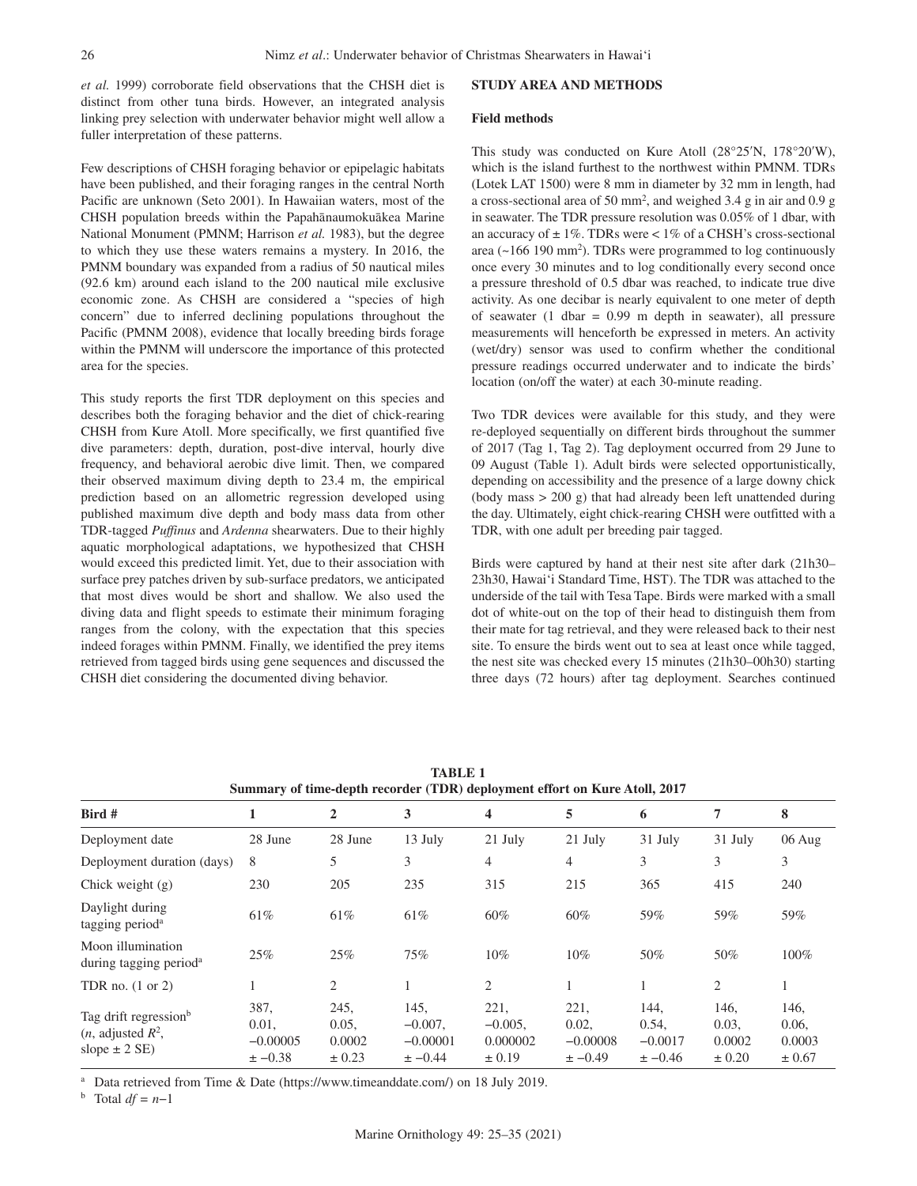*et al.* 1999) corroborate field observations that the CHSH diet is distinct from other tuna birds. However, an integrated analysis linking prey selection with underwater behavior might well allow a fuller interpretation of these patterns.

Few descriptions of CHSH foraging behavior or epipelagic habitats have been published, and their foraging ranges in the central North Pacific are unknown (Seto 2001). In Hawaiian waters, most of the CHSH population breeds within the Papahānaumokuākea Marine National Monument (PMNM; Harrison *et al.* 1983), but the degree to which they use these waters remains a mystery. In 2016, the PMNM boundary was expanded from a radius of 50 nautical miles (92.6 km) around each island to the 200 nautical mile exclusive economic zone. As CHSH are considered a "species of high concern" due to inferred declining populations throughout the Pacific (PMNM 2008), evidence that locally breeding birds forage within the PMNM will underscore the importance of this protected area for the species.

This study reports the first TDR deployment on this species and describes both the foraging behavior and the diet of chick-rearing CHSH from Kure Atoll. More specifically, we first quantified five dive parameters: depth, duration, post-dive interval, hourly dive frequency, and behavioral aerobic dive limit. Then, we compared their observed maximum diving depth to 23.4 m, the empirical prediction based on an allometric regression developed using published maximum dive depth and body mass data from other TDR-tagged *Puffinus* and *Ardenna* shearwaters. Due to their highly aquatic morphological adaptations, we hypothesized that CHSH would exceed this predicted limit. Yet, due to their association with surface prey patches driven by sub-surface predators, we anticipated that most dives would be short and shallow. We also used the diving data and flight speeds to estimate their minimum foraging ranges from the colony, with the expectation that this species indeed forages within PMNM. Finally, we identified the prey items retrieved from tagged birds using gene sequences and discussed the CHSH diet considering the documented diving behavior.

## STUDY AREA AND METHODS

### Field methods

This study was conducted on Kure Atoll (28°25′N, 178°20′W), which is the island furthest to the northwest within PMNM. TDRs (Lotek LAT 1500) were 8 mm in diameter by 32 mm in length, had a cross-sectional area of 50 mm$^2$, and weighed 3.4 g in air and 0.9 g in seawater. The TDR pressure resolution was 0.05% of 1 dbar, with an accuracy of ± 1%. TDRs were < 1% of a CHSH's cross-sectional area (~166 190 mm$^2$). TDRs were programmed to log continuously once every 30 minutes and to log conditionally every second once a pressure threshold of 0.5 dbar was reached, to indicate true dive activity. As one decibar is nearly equivalent to one meter of depth of seawater (1 dbar = 0.99 m depth in seawater), all pressure measurements will henceforth be expressed in meters. An activity (wet/dry) sensor was used to confirm whether the conditional pressure readings occurred underwater and to indicate the birds' location (on/off the water) at each 30-minute reading.

Two TDR devices were available for this study, and they were re-deployed sequentially on different birds throughout the summer of 2017 (Tag 1, Tag 2). Tag deployment occurred from 29 June to 09 August (Table 1). Adult birds were selected opportunistically, depending on accessibility and the presence of a large downy chick (body mass > 200 g) that had already been left unattended during the day. Ultimately, eight chick-rearing CHSH were outfitted with a TDR, with one adult per breeding pair tagged.

Birds were captured by hand at their nest site after dark (21h30–23h30, Hawai'i Standard Time, HST). The TDR was attached to the underside of the tail with Tesa Tape. Birds were marked with a small dot of white-out on the top of their head to distinguish them from their mate for tag retrieval, and they were released back to their nest site. To ensure the birds went out to sea at least once while tagged, the nest site was checked every 15 minutes (21h30–00h30) starting three days (72 hours) after tag deployment. Searches continued

**TABLE 1**
**Summary of time-depth recorder (TDR) deployment effort on Kure Atoll, 2017**

| Bird # | 1 | 2 | 3 | 4 | 5 | 6 | 7 | 8 |
|---|---|---|---|---|---|---|---|---|
| Deployment date | 28 June | 28 June | 13 July | 21 July | 21 July | 31 July | 31 July | 06 Aug |
| Deployment duration (days) | 8 | 5 | 3 | 4 | 4 | 3 | 3 | 3 |
| Chick weight (g) | 230 | 205 | 235 | 315 | 215 | 365 | 415 | 240 |
| Daylight during tagging period[a] | 61% | 61% | 61% | 60% | 60% | 59% | 59% | 59% |
| Moon illumination during tagging period[a] | 25% | 25% | 75% | 10% | 10% | 50% | 50% | 100% |
| TDR no. (1 or 2) | 1 | 2 | 1 | 2 | 1 | 1 | 2 | 1 |
| Tag drift regression[b] (*n*, adjusted $R^2$, slope ± 2 SE) | 387, 0.01, −0.00005 ± −0.38 | 245, 0.05, 0.0002 ± 0.23 | 145, −0.007, −0.00001 ± −0.44 | 221, −0.005, 0.000002 ± 0.19 | 221, 0.02, −0.00008 ± −0.49 | 144, 0.54, −0.0017 ± −0.46 | 146, 0.03, 0.0002 ± 0.20 | 146, 0.06, 0.0003 ± 0.67 |

[a] Data retrieved from Time & Date (https://www.timeanddate.com/) on 18 July 2019.

[b] Total $df = n-1$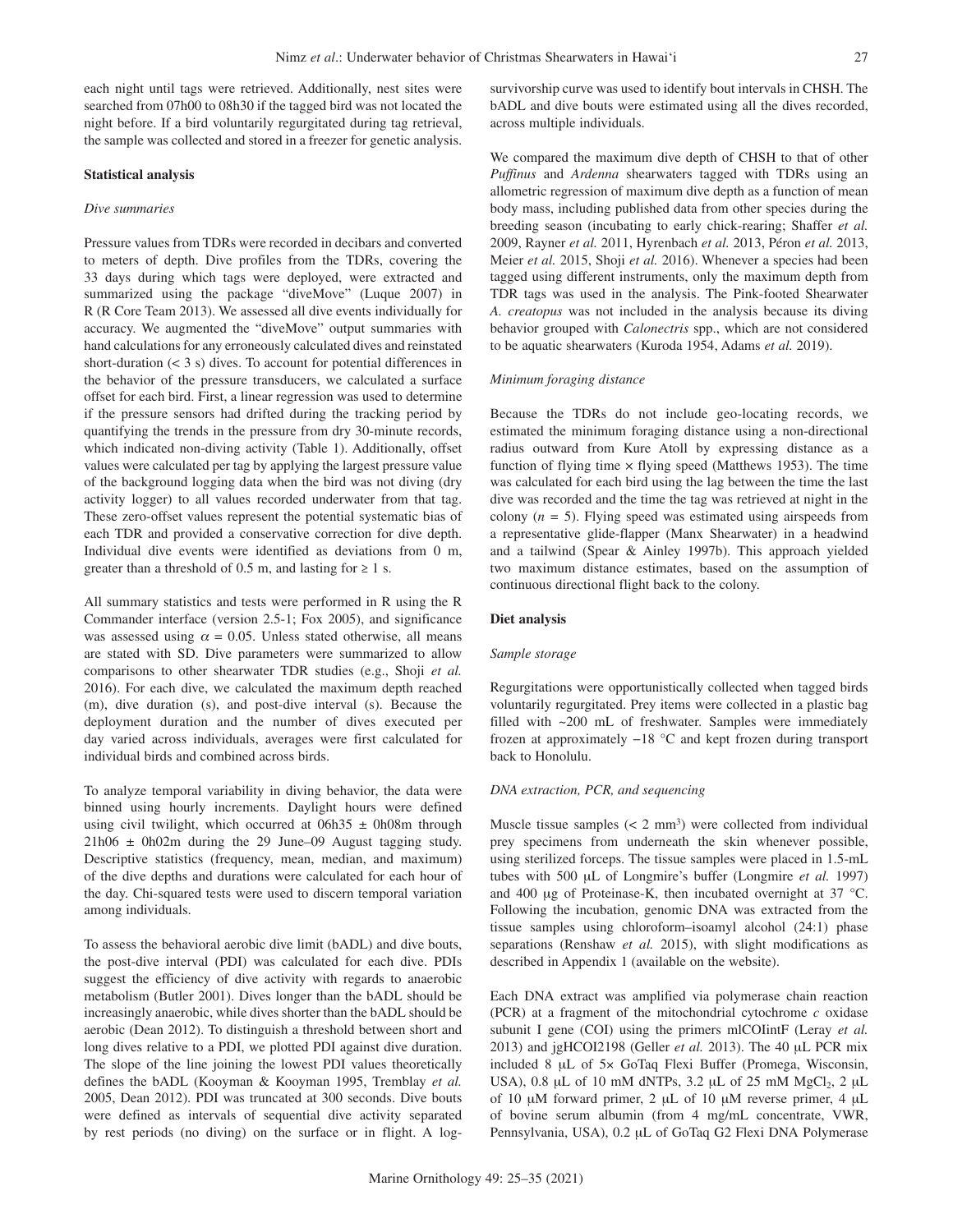each night until tags were retrieved. Additionally, nest sites were searched from 07h00 to 08h30 if the tagged bird was not located the night before. If a bird voluntarily regurgitated during tag retrieval, the sample was collected and stored in a freezer for genetic analysis.

### Statistical analysis

#### *Dive summaries*

Pressure values from TDRs were recorded in decibars and converted to meters of depth. Dive profiles from the TDRs, covering the 33 days during which tags were deployed, were extracted and summarized using the package "diveMove" (Luque 2007) in R (R Core Team 2013). We assessed all dive events individually for accuracy. We augmented the "diveMove" output summaries with hand calculations for any erroneously calculated dives and reinstated short-duration (< 3 s) dives. To account for potential differences in the behavior of the pressure transducers, we calculated a surface offset for each bird. First, a linear regression was used to determine if the pressure sensors had drifted during the tracking period by quantifying the trends in the pressure from dry 30-minute records, which indicated non-diving activity (Table 1). Additionally, offset values were calculated per tag by applying the largest pressure value of the background logging data when the bird was not diving (dry activity logger) to all values recorded underwater from that tag. These zero-offset values represent the potential systematic bias of each TDR and provided a conservative correction for dive depth. Individual dive events were identified as deviations from 0 m, greater than a threshold of 0.5 m, and lasting for ≥ 1 s.

All summary statistics and tests were performed in R using the R Commander interface (version 2.5-1; Fox 2005), and significance was assessed using $\alpha = 0.05$. Unless stated otherwise, all means are stated with SD. Dive parameters were summarized to allow comparisons to other shearwater TDR studies (e.g., Shoji *et al.* 2016). For each dive, we calculated the maximum depth reached (m), dive duration (s), and post-dive interval (s). Because the deployment duration and the number of dives executed per day varied across individuals, averages were first calculated for individual birds and combined across birds.

To analyze temporal variability in diving behavior, the data were binned using hourly increments. Daylight hours were defined using civil twilight, which occurred at 06h35 ± 0h08m through 21h06 ± 0h02m during the 29 June–09 August tagging study. Descriptive statistics (frequency, mean, median, and maximum) of the dive depths and durations were calculated for each hour of the day. Chi-squared tests were used to discern temporal variation among individuals.

To assess the behavioral aerobic dive limit (bADL) and dive bouts, the post-dive interval (PDI) was calculated for each dive. PDIs suggest the efficiency of dive activity with regards to anaerobic metabolism (Butler 2001). Dives longer than the bADL should be increasingly anaerobic, while dives shorter than the bADL should be aerobic (Dean 2012). To distinguish a threshold between short and long dives relative to a PDI, we plotted PDI against dive duration. The slope of the line joining the lowest PDI values theoretically defines the bADL (Kooyman & Kooyman 1995, Tremblay *et al.* 2005, Dean 2012). PDI was truncated at 300 seconds. Dive bouts were defined as intervals of sequential dive activity separated by rest periods (no diving) on the surface or in flight. A log-survivorship curve was used to identify bout intervals in CHSH. The bADL and dive bouts were estimated using all the dives recorded, across multiple individuals.

We compared the maximum dive depth of CHSH to that of other *Puffinus* and *Ardenna* shearwaters tagged with TDRs using an allometric regression of maximum dive depth as a function of mean body mass, including published data from other species during the breeding season (incubating to early chick-rearing; Shaffer *et al.* 2009, Rayner *et al.* 2011, Hyrenbach *et al.* 2013, Péron *et al.* 2013, Meier *et al.* 2015, Shoji *et al.* 2016). Whenever a species had been tagged using different instruments, only the maximum depth from TDR tags was used in the analysis. The Pink-footed Shearwater *A. creatopus* was not included in the analysis because its diving behavior grouped with *Calonectris* spp., which are not considered to be aquatic shearwaters (Kuroda 1954, Adams *et al.* 2019).

#### *Minimum foraging distance*

Because the TDRs do not include geo-locating records, we estimated the minimum foraging distance using a non-directional radius outward from Kure Atoll by expressing distance as a function of flying time × flying speed (Matthews 1953). The time was calculated for each bird using the lag between the time the last dive was recorded and the time the tag was retrieved at night in the colony ($n = 5$). Flying speed was estimated using airspeeds from a representative glide-flapper (Manx Shearwater) in a headwind and a tailwind (Spear & Ainley 1997b). This approach yielded two maximum distance estimates, based on the assumption of continuous directional flight back to the colony.

### Diet analysis

#### *Sample storage*

Regurgitations were opportunistically collected when tagged birds voluntarily regurgitated. Prey items were collected in a plastic bag filled with ~200 mL of freshwater. Samples were immediately frozen at approximately −18 °C and kept frozen during transport back to Honolulu.

#### *DNA extraction, PCR, and sequencing*

Muscle tissue samples (< 2 $mm^3$) were collected from individual prey specimens from underneath the skin whenever possible, using sterilized forceps. The tissue samples were placed in 1.5-mL tubes with 500 μL of Longmire's buffer (Longmire *et al.* 1997) and 400 μg of Proteinase-K, then incubated overnight at 37 °C. Following the incubation, genomic DNA was extracted from the tissue samples using chloroform–isoamyl alcohol (24:1) phase separations (Renshaw *et al.* 2015), with slight modifications as described in Appendix 1 (available on the website).

Each DNA extract was amplified via polymerase chain reaction (PCR) at a fragment of the mitochondrial cytochrome *c* oxidase subunit I gene (COI) using the primers mlCOIintF (Leray *et al.* 2013) and jgHCOI2198 (Geller *et al.* 2013). The 40 μL PCR mix included 8 μL of 5× GoTaq Flexi Buffer (Promega, Wisconsin, USA), 0.8 μL of 10 mM dNTPs, 3.2 μL of 25 mM $MgCl_2$, 2 μL of 10 μM forward primer, 2 μL of 10 μM reverse primer, 4 μL of bovine serum albumin (from 4 mg/mL concentrate, VWR, Pennsylvania, USA), 0.2 μL of GoTaq G2 Flexi DNA Polymerase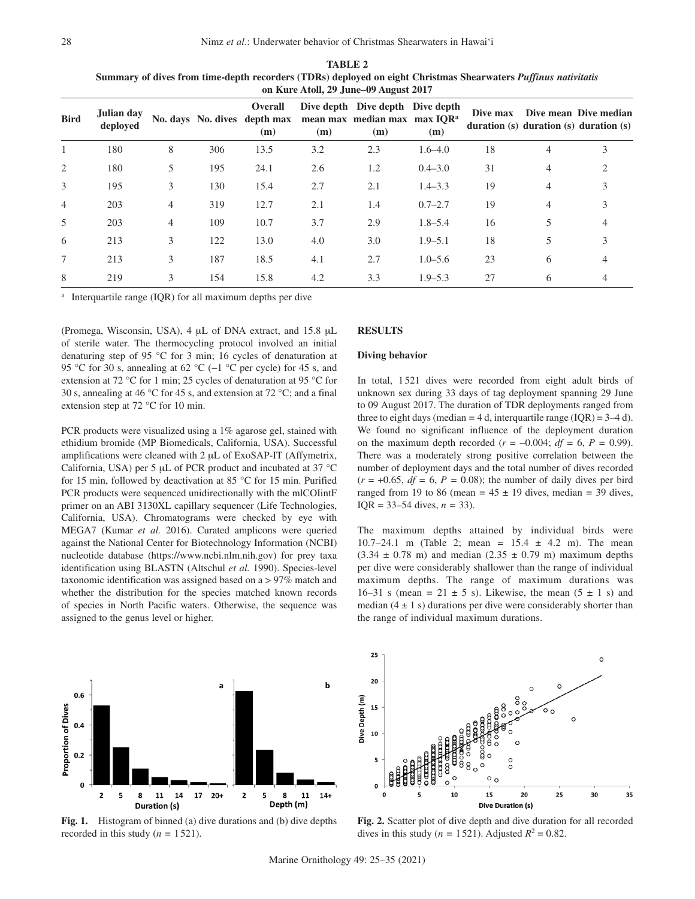**TABLE 2**
**Summary of dives from time-depth recorders (TDRs) deployed on eight Christmas Shearwaters *Puffinus nativitatis* on Kure Atoll, 29 June–09 August 2017**

| Bird | Julian day deployed | No. days | No. dives | Overall depth max (m) | Dive depth mean max (m) | Dive depth median max (m) | Dive depth max IQR[a] (m) | Dive max duration (s) | Dive mean duration (s) | Dive median duration (s) |
|---|---|---|---|---|---|---|---|---|---|---|
| 1 | 180 | 8 | 306 | 13.5 | 3.2 | 2.3 | 1.6–4.0 | 18 | 4 | 3 |
| 2 | 180 | 5 | 195 | 24.1 | 2.6 | 1.2 | 0.4–3.0 | 31 | 4 | 2 |
| 3 | 195 | 3 | 130 | 15.4 | 2.7 | 2.1 | 1.4–3.3 | 19 | 4 | 3 |
| 4 | 203 | 4 | 319 | 12.7 | 2.1 | 1.4 | 0.7–2.7 | 19 | 4 | 3 |
| 5 | 203 | 4 | 109 | 10.7 | 3.7 | 2.9 | 1.8–5.4 | 16 | 5 | 4 |
| 6 | 213 | 3 | 122 | 13.0 | 4.0 | 3.0 | 1.9–5.1 | 18 | 5 | 3 |
| 7 | 213 | 3 | 187 | 18.5 | 4.1 | 2.7 | 1.0–5.6 | 23 | 6 | 4 |
| 8 | 219 | 3 | 154 | 15.8 | 4.2 | 3.3 | 1.9–5.3 | 27 | 6 | 4 |

[a] Interquartile range (IQR) for all maximum depths per dive

(Promega, Wisconsin, USA), 4 μL of DNA extract, and 15.8 μL of sterile water. The thermocycling protocol involved an initial denaturing step of 95 °C for 3 min; 16 cycles of denaturation at 95 °C for 30 s, annealing at 62 °C (−1 °C per cycle) for 45 s, and extension at 72 °C for 1 min; 25 cycles of denaturation at 95 °C for 30 s, annealing at 46 °C for 45 s, and extension at 72 °C; and a final extension step at 72 °C for 10 min.

PCR products were visualized using a 1% agarose gel, stained with ethidium bromide (MP Biomedicals, California, USA). Successful amplifications were cleaned with 2 μL of ExoSAP-IT (Affymetrix, California, USA) per 5 μL of PCR product and incubated at 37 °C for 15 min, followed by deactivation at 85 °C for 15 min. Purified PCR products were sequenced unidirectionally with the mlCOIintF primer on an ABI 3130XL capillary sequencer (Life Technologies, California, USA). Chromatograms were checked by eye with MEGA7 (Kumar *et al.* 2016). Curated amplicons were queried against the National Center for Biotechnology Information (NCBI) nucleotide database (https://www.ncbi.nlm.nih.gov) for prey taxa identification using BLASTN (Altschul *et al.* 1990). Species-level taxonomic identification was assigned based on a > 97% match and whether the distribution for the species matched known records of species in North Pacific waters. Otherwise, the sequence was assigned to the genus level or higher.

## RESULTS

### Diving behavior

In total, 1521 dives were recorded from eight adult birds of unknown sex during 33 days of tag deployment spanning 29 June to 09 August 2017. The duration of TDR deployments ranged from three to eight days (median = 4 d, interquartile range (IQR) = 3–4 d). We found no significant influence of the deployment duration on the maximum depth recorded ($r = -0.004$; $df = 6$, $P = 0.99$). There was a moderately strong positive correlation between the number of deployment days and the total number of dives recorded ($r = +0.65$, $df = 6$, $P = 0.08$); the number of daily dives per bird ranged from 19 to 86 (mean = 45 ± 19 dives, median = 39 dives, IQR = 33–54 dives, $n = 33$).

The maximum depths attained by individual birds were 10.7–24.1 m (Table 2; mean = 15.4 ± 4.2 m). The mean (3.34 ± 0.78 m) and median (2.35 ± 0.79 m) maximum depths per dive were considerably shallower than the range of individual maximum depths. The range of maximum durations was 16–31 s (mean = 21 ± 5 s). Likewise, the mean (5 ± 1 s) and median (4 ± 1 s) durations per dive were considerably shorter than the range of individual maximum durations.

**Fig. 1.** Histogram of binned (a) dive durations and (b) dive depths recorded in this study ($n = 1521$).

**Fig. 2.** Scatter plot of dive depth and dive duration for all recorded dives in this study ($n = 1521$). Adjusted $R^2 = 0.82$.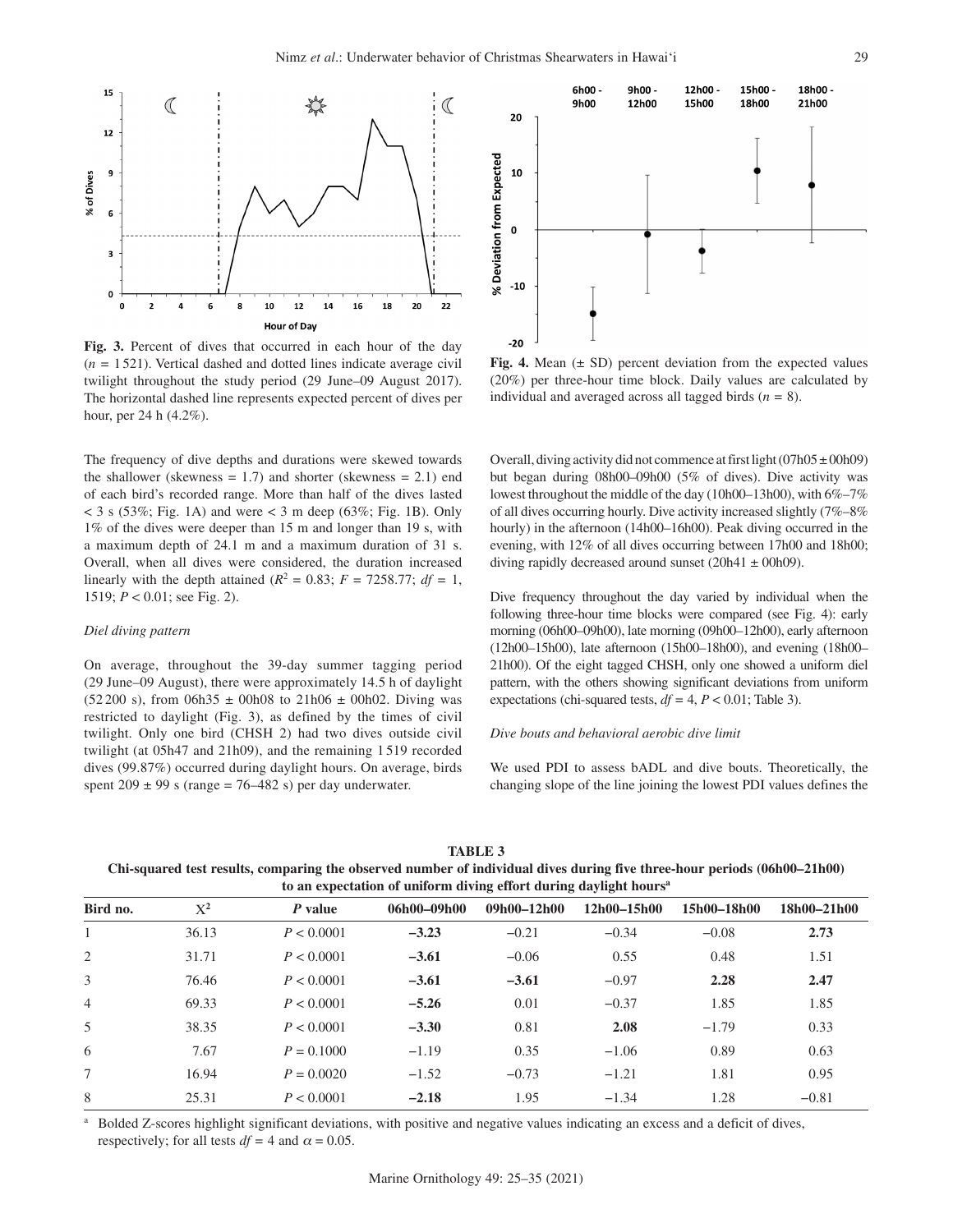**Fig. 3.** Percent of dives that occurred in each hour of the day ($n$ = 1 521). Vertical dashed and dotted lines indicate average civil twilight throughout the study period (29 June–09 August 2017). The horizontal dashed line represents expected percent of dives per hour, per 24 h (4.2%).

**Fig. 4.** Mean (± SD) percent deviation from the expected values (20%) per three-hour time block. Daily values are calculated by individual and averaged across all tagged birds ($n$ = 8).

The frequency of dive depths and durations were skewed towards the shallower (skewness = 1.7) and shorter (skewness = 2.1) end of each bird's recorded range. More than half of the dives lasted < 3 s (53%; Fig. 1A) and were < 3 m deep (63%; Fig. 1B). Only 1% of the dives were deeper than 15 m and longer than 19 s, with a maximum depth of 24.1 m and a maximum duration of 31 s. Overall, when all dives were considered, the duration increased linearly with the depth attained ($R^2$ = 0.83; $F$ = 7258.77; $df$ = 1, 1519; $P$ < 0.01; see Fig. 2).

### *Diel diving pattern*

On average, throughout the 39-day summer tagging period (29 June–09 August), there were approximately 14.5 h of daylight (52 200 s), from 06h35 ± 00h08 to 21h06 ± 00h02. Diving was restricted to daylight (Fig. 3), as defined by the times of civil twilight. Only one bird (CHSH 2) had two dives outside civil twilight (at 05h47 and 21h09), and the remaining 1 519 recorded dives (99.87%) occurred during daylight hours. On average, birds spent 209 ± 99 s (range = 76–482 s) per day underwater.

Overall, diving activity did not commence at first light (07h05 ± 00h09) but began during 08h00–09h00 (5% of dives). Dive activity was lowest throughout the middle of the day (10h00–13h00), with 6%–7% of all dives occurring hourly. Dive activity increased slightly (7%–8% hourly) in the afternoon (14h00–16h00). Peak diving occurred in the evening, with 12% of all dives occurring between 17h00 and 18h00; diving rapidly decreased around sunset (20h41 ± 00h09).

Dive frequency throughout the day varied by individual when the following three-hour time blocks were compared (see Fig. 4): early morning (06h00–09h00), late morning (09h00–12h00), early afternoon (12h00–15h00), late afternoon (15h00–18h00), and evening (18h00–21h00). Of the eight tagged CHSH, only one showed a uniform diel pattern, with the others showing significant deviations from uniform expectations (chi-squared tests, $df$ = 4, $P$ < 0.01; Table 3).

### *Dive bouts and behavioral aerobic dive limit*

We used PDI to assess bADL and dive bouts. Theoretically, the changing slope of the line joining the lowest PDI values defines the

**TABLE 3**
**Chi-squared test results, comparing the observed number of individual dives during five three-hour periods (06h00–21h00) to an expectation of uniform diving effort during daylight hours[a]**

| Bird no. | $X^2$ | $P$ value | 06h00–09h00 | 09h00–12h00 | 12h00–15h00 | 15h00–18h00 | 18h00–21h00 |
|---|---|---|---|---|---|---|---|
| 1 | 36.13 | $P$ < 0.0001 | **–3.23** | –0.21 | –0.34 | –0.08 | **2.73** |
| 2 | 31.71 | $P$ < 0.0001 | **–3.61** | –0.06 | 0.55 | 0.48 | 1.51 |
| 3 | 76.46 | $P$ < 0.0001 | **–3.61** | **–3.61** | –0.97 | **2.28** | **2.47** |
| 4 | 69.33 | $P$ < 0.0001 | **–5.26** | 0.01 | –0.37 | 1.85 | 1.85 |
| 5 | 38.35 | $P$ < 0.0001 | **–3.30** | 0.81 | **2.08** | –1.79 | 0.33 |
| 6 | 7.67 | $P$ = 0.1000 | –1.19 | 0.35 | –1.06 | 0.89 | 0.63 |
| 7 | 16.94 | $P$ = 0.0020 | –1.52 | –0.73 | –1.21 | 1.81 | 0.95 |
| 8 | 25.31 | $P$ < 0.0001 | **–2.18** | 1.95 | –1.34 | 1.28 | –0.81 |

[a] Bolded Z-scores highlight significant deviations, with positive and negative values indicating an excess and a deficit of dives, respectively; for all tests $df$ = 4 and $\alpha$ = 0.05.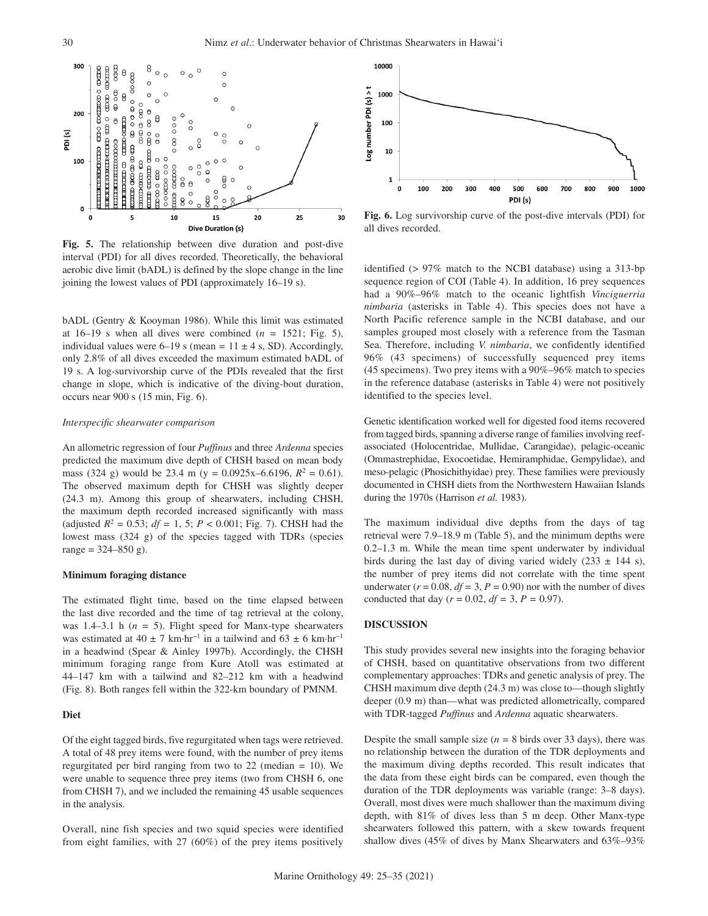**Fig. 5.** The relationship between dive duration and post-dive interval (PDI) for all dives recorded. Theoretically, the behavioral aerobic dive limit (bADL) is defined by the slope change in the line joining the lowest values of PDI (approximately 16–19 s).

**Fig. 6.** Log survivorship curve of the post-dive intervals (PDI) for all dives recorded.

bADL (Gentry & Kooyman 1986). While this limit was estimated at 16–19 s when all dives were combined ($n$ = 1521; Fig. 5), individual values were 6–19 s (mean = 11 ± 4 s, SD). Accordingly, only 2.8% of all dives exceeded the maximum estimated bADL of 19 s. A log-survivorship curve of the PDIs revealed that the first change in slope, which is indicative of the diving-bout duration, occurs near 900 s (15 min, Fig. 6).

*Interspecific shearwater comparison*

An allometric regression of four *Puffinus* and three *Ardenna* species predicted the maximum dive depth of CHSH based on mean body mass (324 g) would be 23.4 m (y = 0.0925x–6.6196, $R^2$ = 0.61). The observed maximum depth for CHSH was slightly deeper (24.3 m). Among this group of shearwaters, including CHSH, the maximum depth recorded increased significantly with mass (adjusted $R^2$ = 0.53; $df$ = 1, 5; $P$ < 0.001; Fig. 7). CHSH had the lowest mass (324 g) of the species tagged with TDRs (species range = 324–850 g).

**Minimum foraging distance**

The estimated flight time, based on the time elapsed between the last dive recorded and the time of tag retrieval at the colony, was 1.4–3.1 h ($n$ = 5). Flight speed for Manx-type shearwaters was estimated at 40 ± 7 km·hr$^{-1}$ in a tailwind and 63 ± 6 km·hr$^{-1}$ in a headwind (Spear & Ainley 1997b). Accordingly, the CHSH minimum foraging range from Kure Atoll was estimated at 44–147 km with a tailwind and 82–212 km with a headwind (Fig. 8). Both ranges fell within the 322-km boundary of PMNM.

**Diet**

Of the eight tagged birds, five regurgitated when tags were retrieved. A total of 48 prey items were found, with the number of prey items regurgitated per bird ranging from two to 22 (median = 10). We were unable to sequence three prey items (two from CHSH 6, one from CHSH 7), and we included the remaining 45 usable sequences in the analysis.

Overall, nine fish species and two squid species were identified from eight families, with 27 (60%) of the prey items positively identified (> 97% match to the NCBI database) using a 313-bp sequence region of COI (Table 4). In addition, 16 prey sequences had a 90%–96% match to the oceanic lightfish *Vinciguerria nimbaria* (asterisks in Table 4). This species does not have a North Pacific reference sample in the NCBI database, and our samples grouped most closely with a reference from the Tasman Sea. Therefore, including *V. nimbaria*, we confidently identified 96% (43 specimens) of successfully sequenced prey items (45 specimens). Two prey items with a 90%–96% match to species in the reference database (asterisks in Table 4) were not positively identified to the species level.

Genetic identification worked well for digested food items recovered from tagged birds, spanning a diverse range of families involving reef-associated (Holocentridae, Mullidae, Carangidae), pelagic-oceanic (Ommastrephidae, Exocoetidae, Hemiramphidae, Gempylidae), and meso-pelagic (Phosichithyidae) prey. These families were previously documented in CHSH diets from the Northwestern Hawaiian Islands during the 1970s (Harrison *et al.* 1983).

The maximum individual dive depths from the days of tag retrieval were 7.9–18.9 m (Table 5), and the minimum depths were 0.2–1.3 m. While the mean time spent underwater by individual birds during the last day of diving varied widely (233 ± 144 s), the number of prey items did not correlate with the time spent underwater ($r$ = 0.08, $df$ = 3, $P$ = 0.90) nor with the number of dives conducted that day ($r$ = 0.02, $df$ = 3, $P$ = 0.97).

## DISCUSSION

This study provides several new insights into the foraging behavior of CHSH, based on quantitative observations from two different complementary approaches: TDRs and genetic analysis of prey. The CHSH maximum dive depth (24.3 m) was close to—though slightly deeper (0.9 m) than—what was predicted allometrically, compared with TDR-tagged *Puffinus* and *Ardenna* aquatic shearwaters.

Despite the small sample size ($n$ = 8 birds over 33 days), there was no relationship between the duration of the TDR deployments and the maximum diving depths recorded. This result indicates that the data from these eight birds can be compared, even though the duration of the TDR deployments was variable (range: 3–8 days). Overall, most dives were much shallower than the maximum diving depth, with 81% of dives less than 5 m deep. Other Manx-type shearwaters followed this pattern, with a skew towards frequent shallow dives (45% of dives by Manx Shearwaters and 63%–93%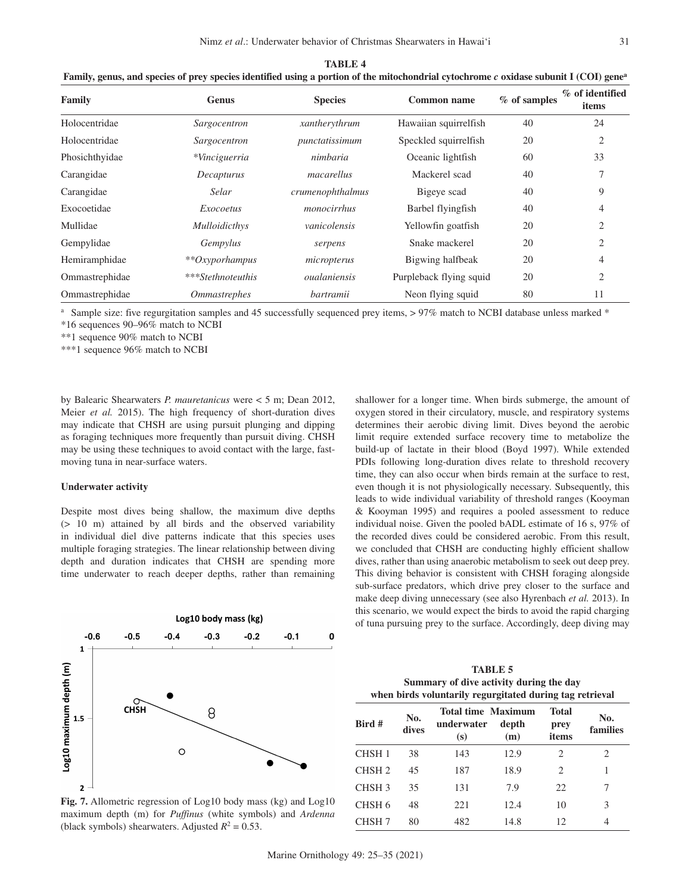**TABLE 4**

**Family, genus, and species of prey species identified using a portion of the mitochondrial cytochrome *c* oxidase subunit I (COI) gene[a]**

| Family | Genus | Species | Common name | % of samples | % of identified items |
|---|---|---|---|---|---|
| Holocentridae | *Sargocentron* | *xantherythrum* | Hawaiian squirrelfish | 40 | 24 |
| Holocentridae | *Sargocentron* | *punctatissimum* | Speckled squirrelfish | 20 | 2 |
| Phosichthyidae | **Vinciguerria* | *nimbaria* | Oceanic lightfish | 60 | 33 |
| Carangidae | *Decapturus* | *macarellus* | Mackerel scad | 40 | 7 |
| Carangidae | *Selar* | *crumenophthalmus* | Bigeye scad | 40 | 9 |
| Exocoetidae | *Exocoetus* | *monocirrhus* | Barbel flyingfish | 40 | 4 |
| Mullidae | *Mulloidicthys* | *vanicolensis* | Yellowfin goatfish | 20 | 2 |
| Gempylidae | *Gempylus* | *serpens* | Snake mackerel | 20 | 2 |
| Hemiramphidae | ***Oxyporhampus* | *micropterus* | Bigwing halfbeak | 20 | 4 |
| Ommastrephidae | ****Stethnoteuthis* | *oualaniensis* | Purpleback flying squid | 20 | 2 |
| Ommastrephidae | *Ommastrephes* | *bartramii* | Neon flying squid | 80 | 11 |

[a] Sample size: five regurgitation samples and 45 successfully sequenced prey items, > 97% match to NCBI database unless marked *

*16 sequences 90–96% match to NCBI

**1 sequence 90% match to NCBI

***1 sequence 96% match to NCBI

by Balearic Shearwaters *P. mauretanicus* were < 5 m; Dean 2012, Meier *et al.* 2015). The high frequency of short-duration dives may indicate that CHSH are using pursuit plunging and dipping as foraging techniques more frequently than pursuit diving. CHSH may be using these techniques to avoid contact with the large, fast-moving tuna in near-surface waters.

### Underwater activity

Despite most dives being shallow, the maximum dive depths (> 10 m) attained by all birds and the observed variability in individual diel dive patterns indicate that this species uses multiple foraging strategies. The linear relationship between diving depth and duration indicates that CHSH are spending more time underwater to reach deeper depths, rather than remaining shallower for a longer time. When birds submerge, the amount of oxygen stored in their circulatory, muscle, and respiratory systems determines their aerobic diving limit. Dives beyond the aerobic limit require extended surface recovery time to metabolize the build-up of lactate in their blood (Boyd 1997). While extended PDIs following long-duration dives relate to threshold recovery time, they can also occur when birds remain at the surface to rest, even though it is not physiologically necessary. Subsequently, this leads to wide individual variability of threshold ranges (Kooyman & Kooyman 1995) and requires a pooled assessment to reduce individual noise. Given the pooled bADL estimate of 16 s, 97% of the recorded dives could be considered aerobic. From this result, we concluded that CHSH are conducting highly efficient shallow dives, rather than using anaerobic metabolism to seek out deep prey. This diving behavior is consistent with CHSH foraging alongside sub-surface predators, which drive prey closer to the surface and make deep diving unnecessary (see also Hyrenbach *et al.* 2013). In this scenario, we would expect the birds to avoid the rapid charging of tuna pursuing prey to the surface. Accordingly, deep diving may

**Fig. 7.** Allometric regression of Log10 body mass (kg) and Log10 maximum depth (m) for *Puffinus* (white symbols) and *Ardenna* (black symbols) shearwaters. Adjusted $R^2$ = 0.53.

**TABLE 5**

**Summary of dive activity during the day when birds voluntarily regurgitated during tag retrieval**

| Bird # | No. dives | Total time underwater (s) | Maximum depth (m) | Total prey items | No. families |
|---|---|---|---|---|---|
| CHSH 1 | 38 | 143 | 12.9 | 2 | 2 |
| CHSH 2 | 45 | 187 | 18.9 | 2 | 1 |
| CHSH 3 | 35 | 131 | 7.9 | 22 | 7 |
| CHSH 6 | 48 | 221 | 12.4 | 10 | 3 |
| CHSH 7 | 80 | 482 | 14.8 | 12 | 4 |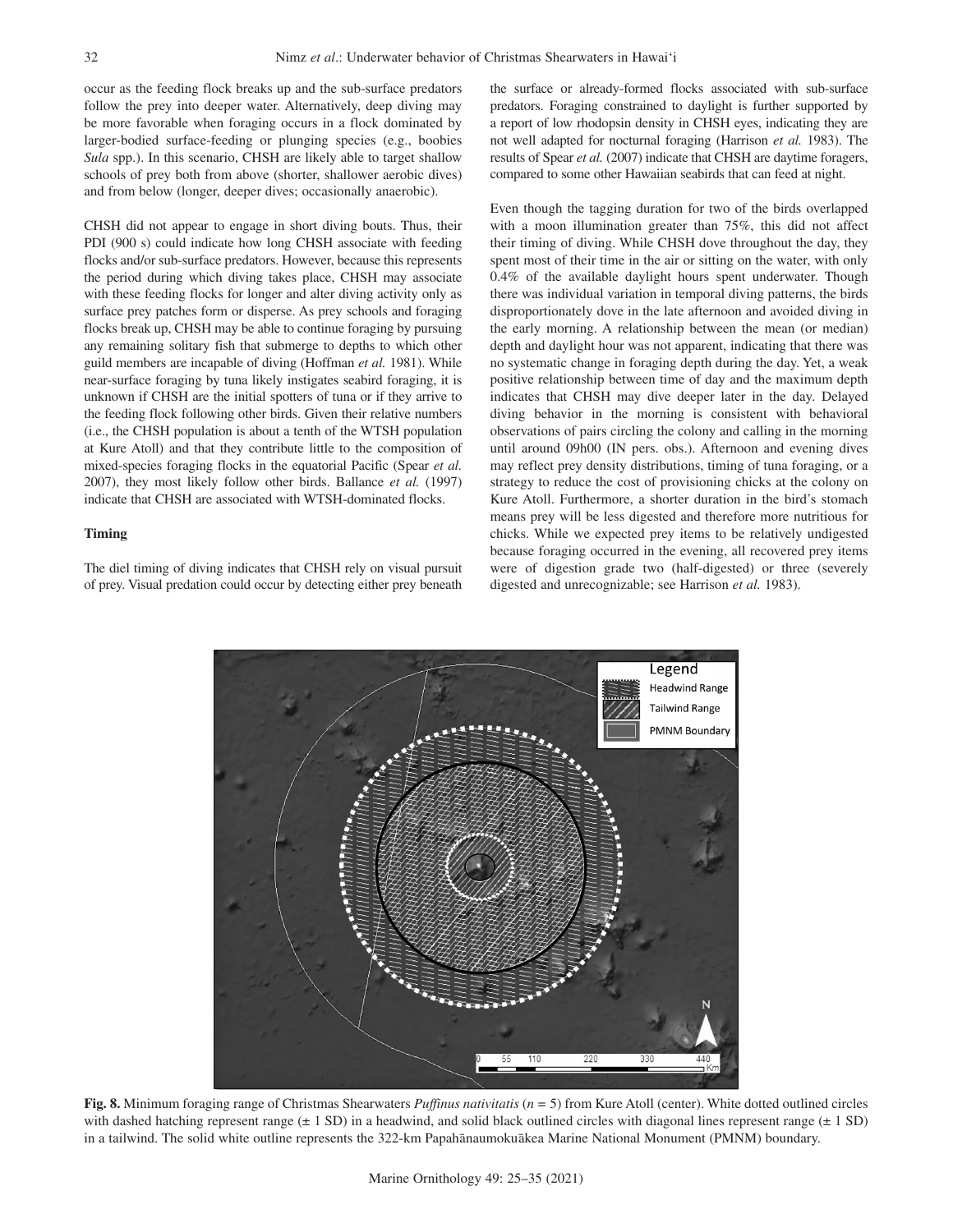occur as the feeding flock breaks up and the sub-surface predators follow the prey into deeper water. Alternatively, deep diving may be more favorable when foraging occurs in a flock dominated by larger-bodied surface-feeding or plunging species (e.g., boobies *Sula* spp.). In this scenario, CHSH are likely able to target shallow schools of prey both from above (shorter, shallower aerobic dives) and from below (longer, deeper dives; occasionally anaerobic).

CHSH did not appear to engage in short diving bouts. Thus, their PDI (900 s) could indicate how long CHSH associate with feeding flocks and/or sub-surface predators. However, because this represents the period during which diving takes place, CHSH may associate with these feeding flocks for longer and alter diving activity only as surface prey patches form or disperse. As prey schools and foraging flocks break up, CHSH may be able to continue foraging by pursuing any remaining solitary fish that submerge to depths to which other guild members are incapable of diving (Hoffman *et al.* 1981). While near-surface foraging by tuna likely instigates seabird foraging, it is unknown if CHSH are the initial spotters of tuna or if they arrive to the feeding flock following other birds. Given their relative numbers (i.e., the CHSH population is about a tenth of the WTSH population at Kure Atoll) and that they contribute little to the composition of mixed-species foraging flocks in the equatorial Pacific (Spear *et al.* 2007), they most likely follow other birds. Ballance *et al.* (1997) indicate that CHSH are associated with WTSH-dominated flocks.

**Timing**

The diel timing of diving indicates that CHSH rely on visual pursuit of prey. Visual predation could occur by detecting either prey beneath the surface or already-formed flocks associated with sub-surface predators. Foraging constrained to daylight is further supported by a report of low rhodopsin density in CHSH eyes, indicating they are not well adapted for nocturnal foraging (Harrison *et al.* 1983). The results of Spear *et al.* (2007) indicate that CHSH are daytime foragers, compared to some other Hawaiian seabirds that can feed at night.

Even though the tagging duration for two of the birds overlapped with a moon illumination greater than 75%, this did not affect their timing of diving. While CHSH dove throughout the day, they spent most of their time in the air or sitting on the water, with only 0.4% of the available daylight hours spent underwater. Though there was individual variation in temporal diving patterns, the birds disproportionately dove in the late afternoon and avoided diving in the early morning. A relationship between the mean (or median) depth and daylight hour was not apparent, indicating that there was no systematic change in foraging depth during the day. Yet, a weak positive relationship between time of day and the maximum depth indicates that CHSH may dive deeper later in the day. Delayed diving behavior in the morning is consistent with behavioral observations of pairs circling the colony and calling in the morning until around 09h00 (IN pers. obs.). Afternoon and evening dives may reflect prey density distributions, timing of tuna foraging, or a strategy to reduce the cost of provisioning chicks at the colony on Kure Atoll. Furthermore, a shorter duration in the bird's stomach means prey will be less digested and therefore more nutritious for chicks. While we expected prey items to be relatively undigested because foraging occurred in the evening, all recovered prey items were of digestion grade two (half-digested) or three (severely digested and unrecognizable; see Harrison *et al.* 1983).

**Fig. 8.** Minimum foraging range of Christmas Shearwaters *Puffinus nativitatis* (*n* = 5) from Kure Atoll (center). White dotted outlined circles with dashed hatching represent range (± 1 SD) in a headwind, and solid black outlined circles with diagonal lines represent range (± 1 SD) in a tailwind. The solid white outline represents the 322-km Papahānaumokuākea Marine National Monument (PMNM) boundary.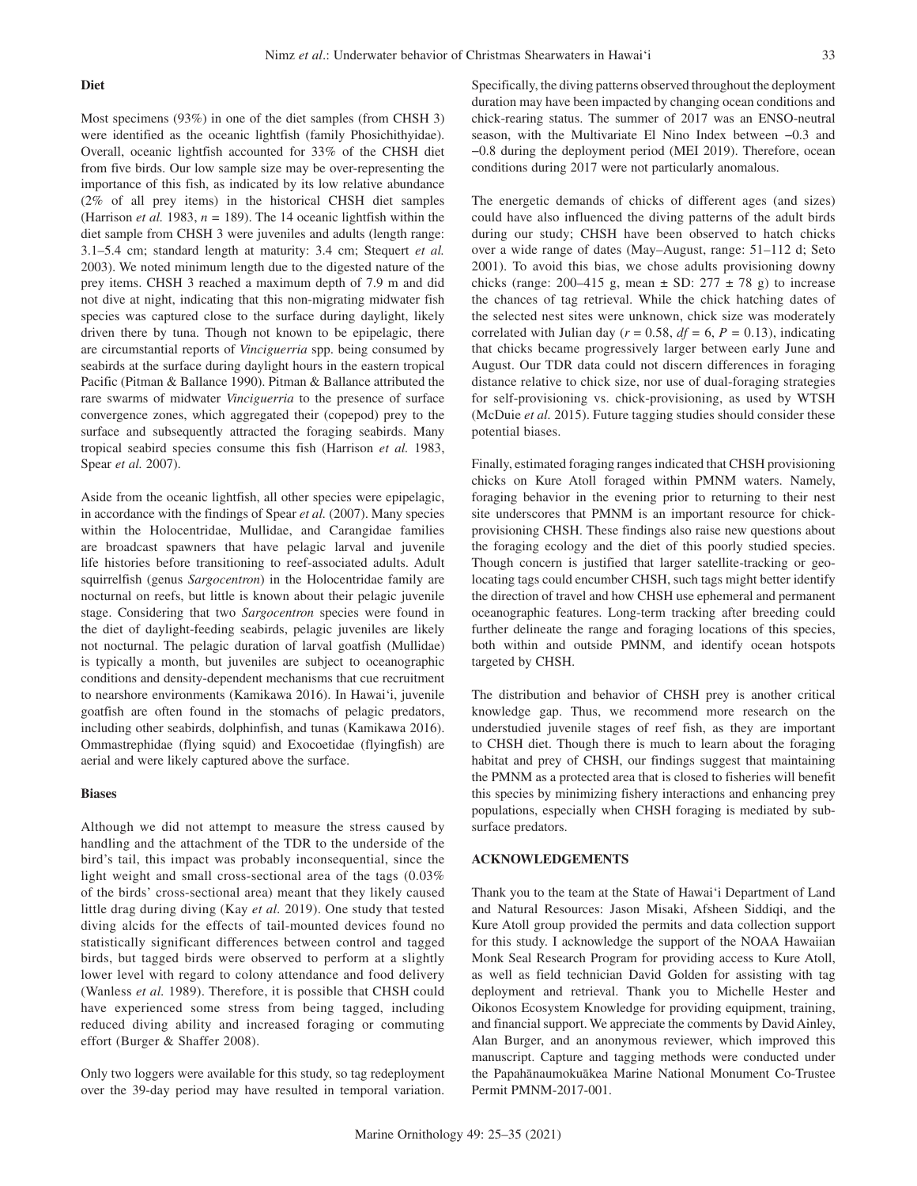### Diet

Most specimens (93%) in one of the diet samples (from CHSH 3) were identified as the oceanic lightfish (family Phosichithyidae). Overall, oceanic lightfish accounted for 33% of the CHSH diet from five birds. Our low sample size may be over-representing the importance of this fish, as indicated by its low relative abundance (2% of all prey items) in the historical CHSH diet samples (Harrison *et al.* 1983, $n = 189$). The 14 oceanic lightfish within the diet sample from CHSH 3 were juveniles and adults (length range: 3.1–5.4 cm; standard length at maturity: 3.4 cm; Stequert *et al.* 2003). We noted minimum length due to the digested nature of the prey items. CHSH 3 reached a maximum depth of 7.9 m and did not dive at night, indicating that this non-migrating midwater fish species was captured close to the surface during daylight, likely driven there by tuna. Though not known to be epipelagic, there are circumstantial reports of *Vinciguerria* spp. being consumed by seabirds at the surface during daylight hours in the eastern tropical Pacific (Pitman & Ballance 1990). Pitman & Ballance attributed the rare swarms of midwater *Vinciguerria* to the presence of surface convergence zones, which aggregated their (copepod) prey to the surface and subsequently attracted the foraging seabirds. Many tropical seabird species consume this fish (Harrison *et al.* 1983, Spear *et al.* 2007).

Aside from the oceanic lightfish, all other species were epipelagic, in accordance with the findings of Spear *et al.* (2007). Many species within the Holocentridae, Mullidae, and Carangidae families are broadcast spawners that have pelagic larval and juvenile life histories before transitioning to reef-associated adults. Adult squirrelfish (genus *Sargocentron*) in the Holocentridae family are nocturnal on reefs, but little is known about their pelagic juvenile stage. Considering that two *Sargocentron* species were found in the diet of daylight-feeding seabirds, pelagic juveniles are likely not nocturnal. The pelagic duration of larval goatfish (Mullidae) is typically a month, but juveniles are subject to oceanographic conditions and density-dependent mechanisms that cue recruitment to nearshore environments (Kamikawa 2016). In Hawai'i, juvenile goatfish are often found in the stomachs of pelagic predators, including other seabirds, dolphinfish, and tunas (Kamikawa 2016). Ommastrephidae (flying squid) and Exocoetidae (flyingfish) are aerial and were likely captured above the surface.

### Biases

Although we did not attempt to measure the stress caused by handling and the attachment of the TDR to the underside of the bird's tail, this impact was probably inconsequential, since the light weight and small cross-sectional area of the tags (0.03% of the birds' cross-sectional area) meant that they likely caused little drag during diving (Kay *et al.* 2019). One study that tested diving alcids for the effects of tail-mounted devices found no statistically significant differences between control and tagged birds, but tagged birds were observed to perform at a slightly lower level with regard to colony attendance and food delivery (Wanless *et al.* 1989). Therefore, it is possible that CHSH could have experienced some stress from being tagged, including reduced diving ability and increased foraging or commuting effort (Burger & Shaffer 2008).

Only two loggers were available for this study, so tag redeployment over the 39-day period may have resulted in temporal variation. Specifically, the diving patterns observed throughout the deployment duration may have been impacted by changing ocean conditions and chick-rearing status. The summer of 2017 was an ENSO-neutral season, with the Multivariate El Nino Index between −0.3 and −0.8 during the deployment period (MEI 2019). Therefore, ocean conditions during 2017 were not particularly anomalous.

The energetic demands of chicks of different ages (and sizes) could have also influenced the diving patterns of the adult birds during our study; CHSH have been observed to hatch chicks over a wide range of dates (May–August, range: 51–112 d; Seto 2001). To avoid this bias, we chose adults provisioning downy chicks (range: 200–415 g, mean ± SD: 277 ± 78 g) to increase the chances of tag retrieval. While the chick hatching dates of the selected nest sites were unknown, chick size was moderately correlated with Julian day ($r = 0.58$, $df = 6$, $P = 0.13$), indicating that chicks became progressively larger between early June and August. Our TDR data could not discern differences in foraging distance relative to chick size, nor use of dual-foraging strategies for self-provisioning vs. chick-provisioning, as used by WTSH (McDuie *et al.* 2015). Future tagging studies should consider these potential biases.

Finally, estimated foraging ranges indicated that CHSH provisioning chicks on Kure Atoll foraged within PMNM waters. Namely, foraging behavior in the evening prior to returning to their nest site underscores that PMNM is an important resource for chick-provisioning CHSH. These findings also raise new questions about the foraging ecology and the diet of this poorly studied species. Though concern is justified that larger satellite-tracking or geo-locating tags could encumber CHSH, such tags might better identify the direction of travel and how CHSH use ephemeral and permanent oceanographic features. Long-term tracking after breeding could further delineate the range and foraging locations of this species, both within and outside PMNM, and identify ocean hotspots targeted by CHSH.

The distribution and behavior of CHSH prey is another critical knowledge gap. Thus, we recommend more research on the understudied juvenile stages of reef fish, as they are important to CHSH diet. Though there is much to learn about the foraging habitat and prey of CHSH, our findings suggest that maintaining the PMNM as a protected area that is closed to fisheries will benefit this species by minimizing fishery interactions and enhancing prey populations, especially when CHSH foraging is mediated by sub-surface predators.

## ACKNOWLEDGEMENTS

Thank you to the team at the State of Hawai'i Department of Land and Natural Resources: Jason Misaki, Afsheen Siddiqi, and the Kure Atoll group provided the permits and data collection support for this study. I acknowledge the support of the NOAA Hawaiian Monk Seal Research Program for providing access to Kure Atoll, as well as field technician David Golden for assisting with tag deployment and retrieval. Thank you to Michelle Hester and Oikonos Ecosystem Knowledge for providing equipment, training, and financial support. We appreciate the comments by David Ainley, Alan Burger, and an anonymous reviewer, which improved this manuscript. Capture and tagging methods were conducted under the Papahānaumokuākea Marine National Monument Co-Trustee Permit PMNM-2017-001.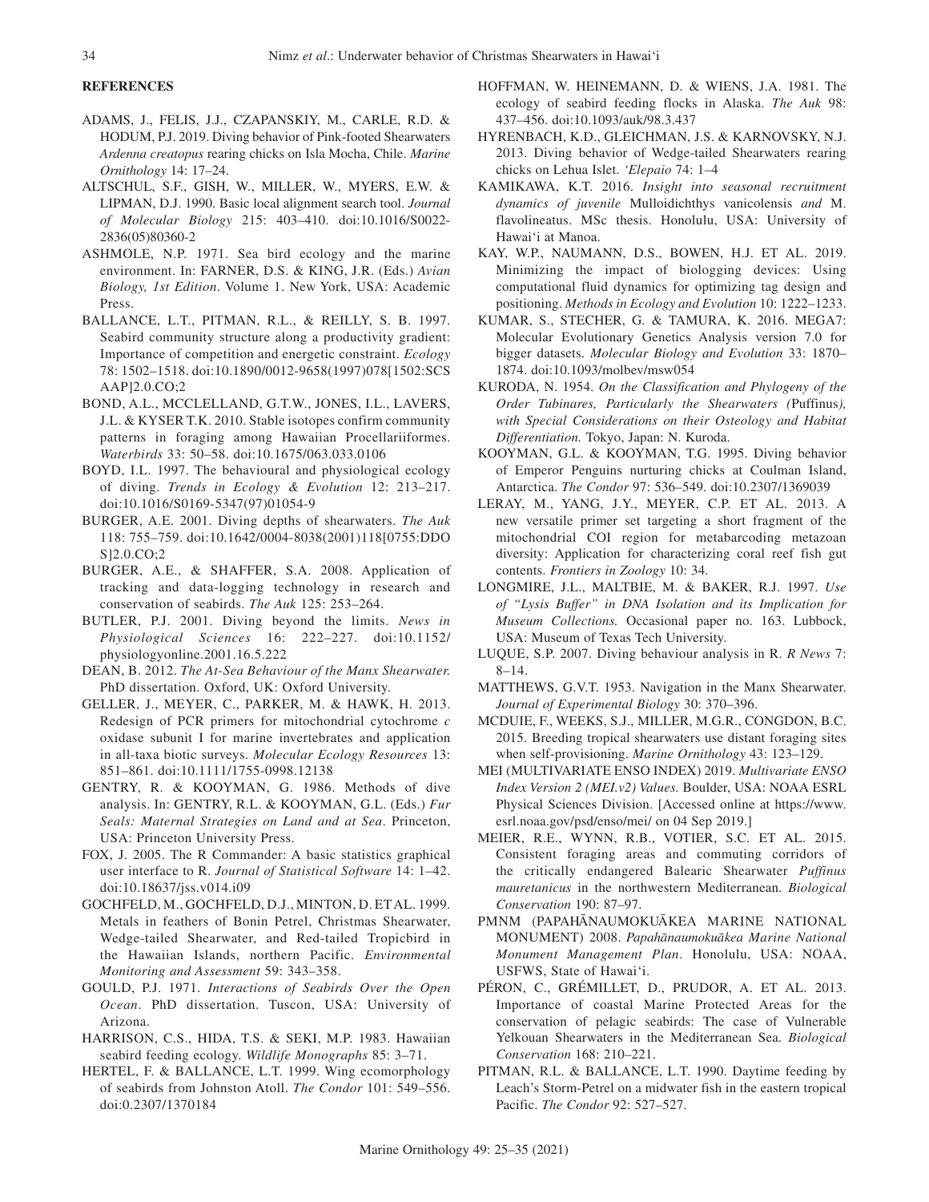## REFERENCES

ADAMS, J., FELIS, J.J., CZAPANSKIY, M., CARLE, R.D. & HODUM, P.J. 2019. Diving behavior of Pink-footed Shearwaters *Ardenna creatopus* rearing chicks on Isla Mocha, Chile. *Marine Ornithology* 14: 17–24.

ALTSCHUL, S.F., GISH, W., MILLER, W., MYERS, E.W. & LIPMAN, D.J. 1990. Basic local alignment search tool. *Journal of Molecular Biology* 215: 403–410. doi:10.1016/S0022-2836(05)80360-2

ASHMOLE, N.P. 1971. Sea bird ecology and the marine environment. In: FARNER, D.S. & KING, J.R. (Eds.) *Avian Biology, 1st Edition*. Volume 1. New York, USA: Academic Press.

BALLANCE, L.T., PITMAN, R.L., & REILLY, S. B. 1997. Seabird community structure along a productivity gradient: Importance of competition and energetic constraint. *Ecology* 78: 1502–1518. doi:10.1890/0012-9658(1997)078[1502:SCSAAP]2.0.CO;2

BOND, A.L., MCCLELLAND, G.T.W., JONES, I.L., LAVERS, J.L. & KYSER T.K. 2010. Stable isotopes confirm community patterns in foraging among Hawaiian Procellariiformes. *Waterbirds* 33: 50–58. doi:10.1675/063.033.0106

BOYD, I.L. 1997. The behavioural and physiological ecology of diving. *Trends in Ecology & Evolution* 12: 213–217. doi:10.1016/S0169-5347(97)01054-9

BURGER, A.E. 2001. Diving depths of shearwaters. *The Auk* 118: 755–759. doi:10.1642/0004-8038(2001)118[0755:DDOS]2.0.CO;2

BURGER, A.E., & SHAFFER, S.A. 2008. Application of tracking and data-logging technology in research and conservation of seabirds. *The Auk* 125: 253–264.

BUTLER, P.J. 2001. Diving beyond the limits. *News in Physiological Sciences* 16: 222–227. doi:10.1152/physiologyonline.2001.16.5.222

DEAN, B. 2012. *The At-Sea Behaviour of the Manx Shearwater.* PhD dissertation. Oxford, UK: Oxford University.

GELLER, J., MEYER, C., PARKER, M. & HAWK, H. 2013. Redesign of PCR primers for mitochondrial cytochrome *c* oxidase subunit I for marine invertebrates and application in all-taxa biotic surveys. *Molecular Ecology Resources* 13: 851–861. doi:10.1111/1755-0998.12138

GENTRY, R. & KOOYMAN, G. 1986. Methods of dive analysis. In: GENTRY, R.L. & KOOYMAN, G.L. (Eds.) *Fur Seals: Maternal Strategies on Land and at Sea*. Princeton, USA: Princeton University Press.

FOX, J. 2005. The R Commander: A basic statistics graphical user interface to R. *Journal of Statistical Software* 14: 1–42. doi:10.18637/jss.v014.i09

GOCHFELD, M., GOCHFELD, D.J., MINTON, D. ET AL. 1999. Metals in feathers of Bonin Petrel, Christmas Shearwater, Wedge-tailed Shearwater, and Red-tailed Tropicbird in the Hawaiian Islands, northern Pacific. *Environmental Monitoring and Assessment* 59: 343–358.

GOULD, P.J. 1971. *Interactions of Seabirds Over the Open Ocean*. PhD dissertation. Tuscon, USA: University of Arizona.

HARRISON, C.S., HIDA, T.S. & SEKI, M.P. 1983. Hawaiian seabird feeding ecology. *Wildlife Monographs* 85: 3–71.

HERTEL, F. & BALLANCE, L.T. 1999. Wing ecomorphology of seabirds from Johnston Atoll. *The Condor* 101: 549–556. doi:0.2307/1370184

HOFFMAN, W. HEINEMANN, D. & WIENS, J.A. 1981. The ecology of seabird feeding flocks in Alaska. *The Auk* 98: 437–456. doi:10.1093/auk/98.3.437

HYRENBACH, K.D., GLEICHMAN, J.S. & KARNOVSKY, N.J. 2013. Diving behavior of Wedge-tailed Shearwaters rearing chicks on Lehua Islet. *'Elepaio* 74: 1–4

KAMIKAWA, K.T. 2016. *Insight into seasonal recruitment dynamics of juvenile* Mulloidichthys vanicolensis *and* M. flavolineatus. MSc thesis. Honolulu, USA: University of Hawai'i at Manoa.

KAY, W.P., NAUMANN, D.S., BOWEN, H.J. ET AL. 2019. Minimizing the impact of biologging devices: Using computational fluid dynamics for optimizing tag design and positioning. *Methods in Ecology and Evolution* 10: 1222–1233.

KUMAR, S., STECHER, G. & TAMURA, K. 2016. MEGA7: Molecular Evolutionary Genetics Analysis version 7.0 for bigger datasets. *Molecular Biology and Evolution* 33: 1870–1874. doi:10.1093/molbev/msw054

KURODA, N. 1954. *On the Classification and Phylogeny of the Order Tubinares, Particularly the Shearwaters (*Puffinus*), with Special Considerations on their Osteology and Habitat Differentiation.* Tokyo, Japan: N. Kuroda.

KOOYMAN, G.L. & KOOYMAN, T.G. 1995. Diving behavior of Emperor Penguins nurturing chicks at Coulman Island, Antarctica. *The Condor* 97: 536–549. doi:10.2307/1369039

LERAY, M., YANG, J.Y., MEYER, C.P. ET AL. 2013. A new versatile primer set targeting a short fragment of the mitochondrial COI region for metabarcoding metazoan diversity: Application for characterizing coral reef fish gut contents. *Frontiers in Zoology* 10: 34.

LONGMIRE, J.L., MALTBIE, M. & BAKER, R.J. 1997. *Use of "Lysis Buffer" in DNA Isolation and its Implication for Museum Collections.* Occasional paper no. 163. Lubbock, USA: Museum of Texas Tech University.

LUQUE, S.P. 2007. Diving behaviour analysis in R. *R News* 7: 8–14.

MATTHEWS, G.V.T. 1953. Navigation in the Manx Shearwater. *Journal of Experimental Biology* 30: 370–396.

MCDUIE, F., WEEKS, S.J., MILLER, M.G.R., CONGDON, B.C. 2015. Breeding tropical shearwaters use distant foraging sites when self-provisioning. *Marine Ornithology* 43: 123–129.

MEI (MULTIVARIATE ENSO INDEX) 2019. *Multivariate ENSO Index Version 2 (MEI.v2) Values.* Boulder, USA: NOAA ESRL Physical Sciences Division. [Accessed online at https://www.esrl.noaa.gov/psd/enso/mei/ on 04 Sep 2019.]

MEIER, R.E., WYNN, R.B., VOTIER, S.C. ET AL. 2015. Consistent foraging areas and commuting corridors of the critically endangered Balearic Shearwater *Puffinus mauretanicus* in the northwestern Mediterranean. *Biological Conservation* 190: 87–97.

PMNM (PAPAHĀNAUMOKUĀKEA MARINE NATIONAL MONUMENT) 2008. *Papahānaumokuākea Marine National Monument Management Plan*. Honolulu, USA: NOAA, USFWS, State of Hawai'i.

PÉRON, C., GRÉMILLET, D., PRUDOR, A. ET AL. 2013. Importance of coastal Marine Protected Areas for the conservation of pelagic seabirds: The case of Vulnerable Yelkouan Shearwaters in the Mediterranean Sea. *Biological Conservation* 168: 210–221.

PITMAN, R.L. & BALLANCE, L.T. 1990. Daytime feeding by Leach's Storm-Petrel on a midwater fish in the eastern tropical Pacific. *The Condor* 92: 527–527.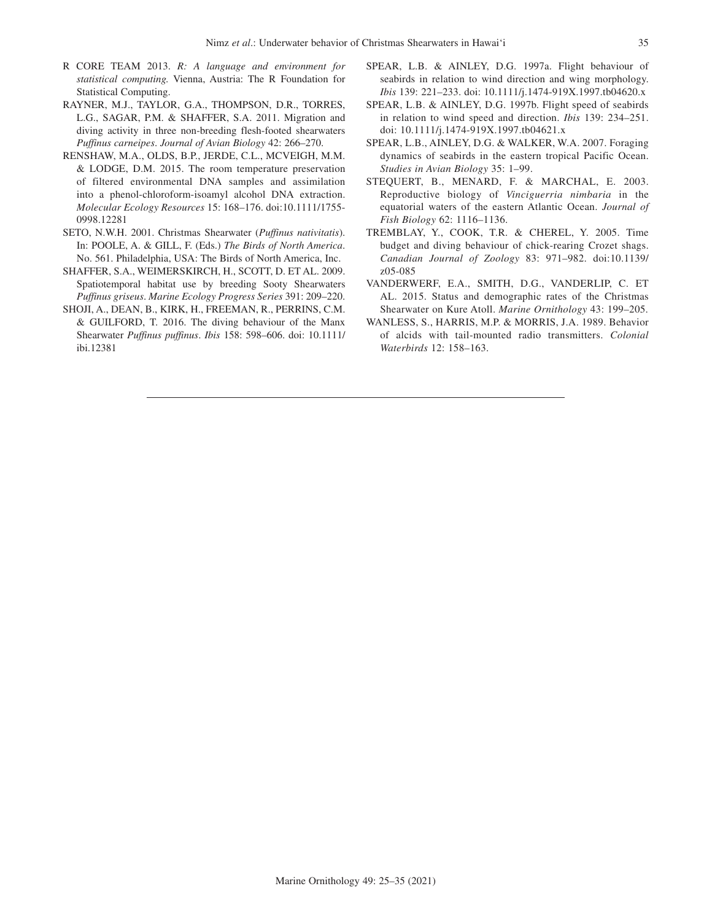R CORE TEAM 2013. *R: A language and environment for statistical computing.* Vienna, Austria: The R Foundation for Statistical Computing.

RAYNER, M.J., TAYLOR, G.A., THOMPSON, D.R., TORRES, L.G., SAGAR, P.M. & SHAFFER, S.A. 2011. Migration and diving activity in three non-breeding flesh-footed shearwaters *Puffinus carneipes*. *Journal of Avian Biology* 42: 266–270.

RENSHAW, M.A., OLDS, B.P., JERDE, C.L., MCVEIGH, M.M. & LODGE, D.M. 2015. The room temperature preservation of filtered environmental DNA samples and assimilation into a phenol-chloroform-isoamyl alcohol DNA extraction. *Molecular Ecology Resources* 15: 168–176. doi:10.1111/1755-0998.12281

SETO, N.W.H. 2001. Christmas Shearwater (*Puffinus nativitatis*). In: POOLE, A. & GILL, F. (Eds.) *The Birds of North America*. No. 561. Philadelphia, USA: The Birds of North America, Inc.

SHAFFER, S.A., WEIMERSKIRCH, H., SCOTT, D. ET AL. 2009. Spatiotemporal habitat use by breeding Sooty Shearwaters *Puffinus griseus*. *Marine Ecology Progress Series* 391: 209–220.

SHOJI, A., DEAN, B., KIRK, H., FREEMAN, R., PERRINS, C.M. & GUILFORD, T. 2016. The diving behaviour of the Manx Shearwater *Puffinus puffinus*. *Ibis* 158: 598–606. doi: 10.1111/ibi.12381

SPEAR, L.B. & AINLEY, D.G. 1997a. Flight behaviour of seabirds in relation to wind direction and wing morphology. *Ibis* 139: 221–233. doi: 10.1111/j.1474-919X.1997.tb04620.x

SPEAR, L.B. & AINLEY, D.G. 1997b. Flight speed of seabirds in relation to wind speed and direction. *Ibis* 139: 234–251. doi: 10.1111/j.1474-919X.1997.tb04621.x

SPEAR, L.B., AINLEY, D.G. & WALKER, W.A. 2007. Foraging dynamics of seabirds in the eastern tropical Pacific Ocean. *Studies in Avian Biology* 35: 1–99.

STEQUERT, B., MENARD, F. & MARCHAL, E. 2003. Reproductive biology of *Vinciguerria nimbaria* in the equatorial waters of the eastern Atlantic Ocean. *Journal of Fish Biology* 62: 1116–1136.

TREMBLAY, Y., COOK, T.R. & CHEREL, Y. 2005. Time budget and diving behaviour of chick-rearing Crozet shags. *Canadian Journal of Zoology* 83: 971–982. doi:10.1139/z05-085

VANDERWERF, E.A., SMITH, D.G., VANDERLIP, C. ET AL. 2015. Status and demographic rates of the Christmas Shearwater on Kure Atoll. *Marine Ornithology* 43: 199–205.

WANLESS, S., HARRIS, M.P. & MORRIS, J.A. 1989. Behavior of alcids with tail-mounted radio transmitters. *Colonial Waterbirds* 12: 158–163.